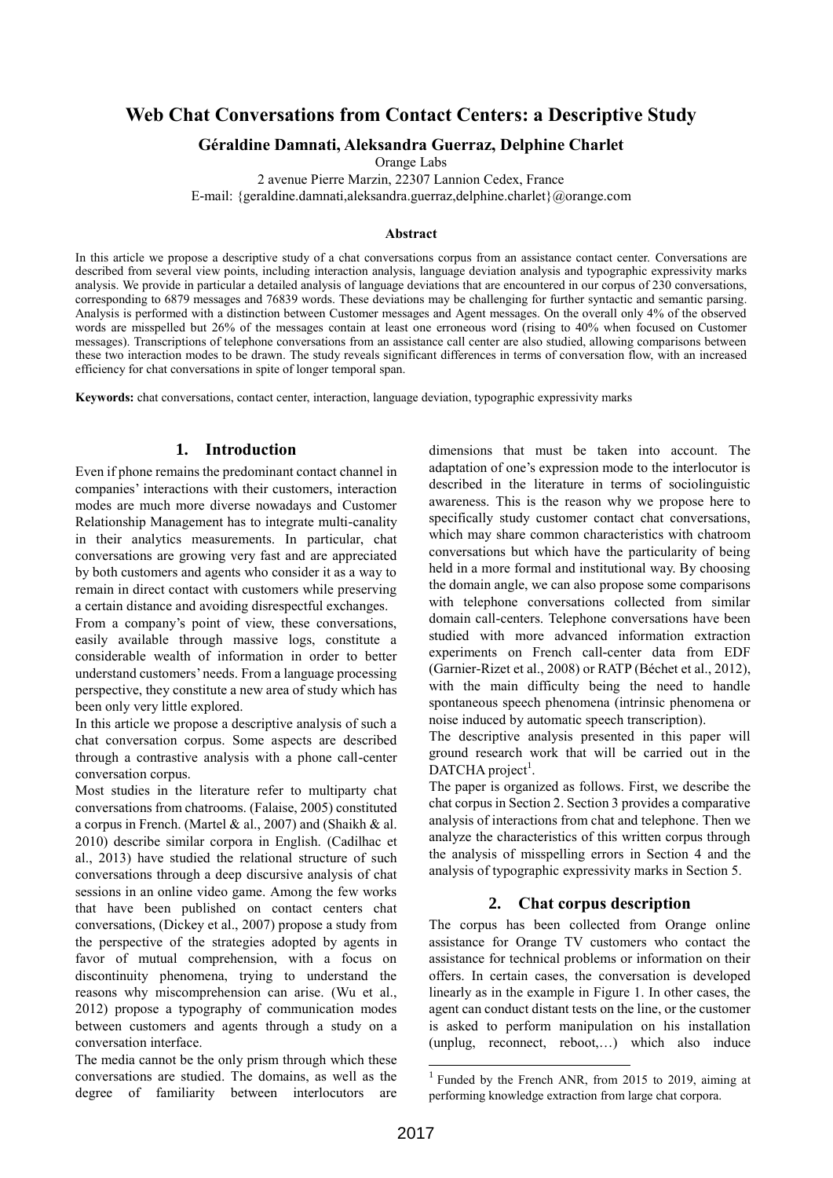# Web Chat Conversations from Contact Centers: a Descriptive Study

**Géraldine Damnati, Aleksandra Guerraz, Delphine Charlet**

Orange Labs

2 avenue Pierre Marzin, 22307 Lannion Cedex, France

E-mail: {geraldine.damnati,aleksandra.guerraz,delphine.charlet}@orange.com

### Abstract

In this article we propose a descriptive study of a chat conversations corpus from an assistance contact center. Conversations are described from several view points, including interaction analysis, language deviation analysis and typographic expressivity marks analysis. We provide in particular a detailed analysis of language deviations that are encountered in our corpus of 230 conversations, corresponding to 6879 messages and 76839 words. These deviations may be challenging for further syntactic and semantic parsing. Analysis is performed with a distinction between Customer messages and Agent messages. On the overall only 4% of the observed words are misspelled but 26% of the messages contain at least one erroneous word (rising to 40% when focused on Customer messages). Transcriptions of telephone conversations from an assistance call center are also studied, allowing comparisons between these two interaction modes to be drawn. The study reveals significant differences in terms of conversation flow, with an increased efficiency for chat conversations in spite of longer temporal span.

**Keywords:** chat conversations, contact center, interaction, language deviation, typographic expressivity marks

## 1. Introduction

Even if phone remains the predominant contact channel in companies' interactions with their customers, interaction modes are much more diverse nowadays and Customer Relationship Management has to integrate multi-canality in their analytics measurements. In particular, chat conversations are growing very fast and are appreciated by both customers and agents who consider it as a way to remain in direct contact with customers while preserving a certain distance and avoiding disrespectful exchanges.

From a company's point of view, these conversations, easily available through massive logs, constitute a considerable wealth of information in order to better understand customers' needs. From a language processing perspective, they constitute a new area of study which has been only very little explored.

In this article we propose a descriptive analysis of such a chat conversation corpus. Some aspects are described through a contrastive analysis with a phone call-center conversation corpus.

Most studies in the literature refer to multiparty chat conversations from chatrooms. (Falaise, 2005) constituted a corpus in French. (Martel & al., 2007) and (Shaikh & al. 2010) describe similar corpora in English. (Cadilhac et al., 2013) have studied the relational structure of such conversations through a deep discursive analysis of chat sessions in an online video game. Among the few works that have been published on contact centers chat conversations, (Dickey et al., 2007) propose a study from the perspective of the strategies adopted by agents in favor of mutual comprehension, with a focus on discontinuity phenomena, trying to understand the reasons why miscomprehension can arise. (Wu et al., 2012) propose a typography of communication modes between customers and agents through a study on a conversation interface.

The media cannot be the only prism through which these conversations are studied. The domains, as well as the degree of familiarity between interlocutors are dimensions that must be taken into account. The adaptation of one's expression mode to the interlocutor is described in the literature in terms of sociolinguistic awareness. This is the reason why we propose here to specifically study customer contact chat conversations, which may share common characteristics with chatroom conversations but which have the particularity of being held in a more formal and institutional way. By choosing the domain angle, we can also propose some comparisons with telephone conversations collected from similar domain call-centers. Telephone conversations have been studied with more advanced information extraction experiments on French call-center data from EDF (Garnier-Rizet et al., 2008) or RATP (Béchet et al., 2012), with the main difficulty being the need to handle spontaneous speech phenomena (intrinsic phenomena or noise induced by automatic speech transcription).

The descriptive analysis presented in this paper will ground research work that will be carried out in the DATCHA project[1].

The paper is organized as follows. First, we describe the chat corpus in Section 2. Section 3 provides a comparative analysis of interactions from chat and telephone. Then we analyze the characteristics of this written corpus through the analysis of misspelling errors in Section 4 and the analysis of typographic expressivity marks in Section 5.

## 2. Chat corpus description

The corpus has been collected from Orange online assistance for Orange TV customers who contact the assistance for technical problems or information on their offers. In certain cases, the conversation is developed linearly as in the example in Figure 1. In other cases, the agent can conduct distant tests on the line, or the customer is asked to perform manipulation on his installation (unplug, reconnect, reboot,…) which also induce

[1] Funded by the French ANR, from 2015 to 2019, aiming at performing knowledge extraction from large chat corpora.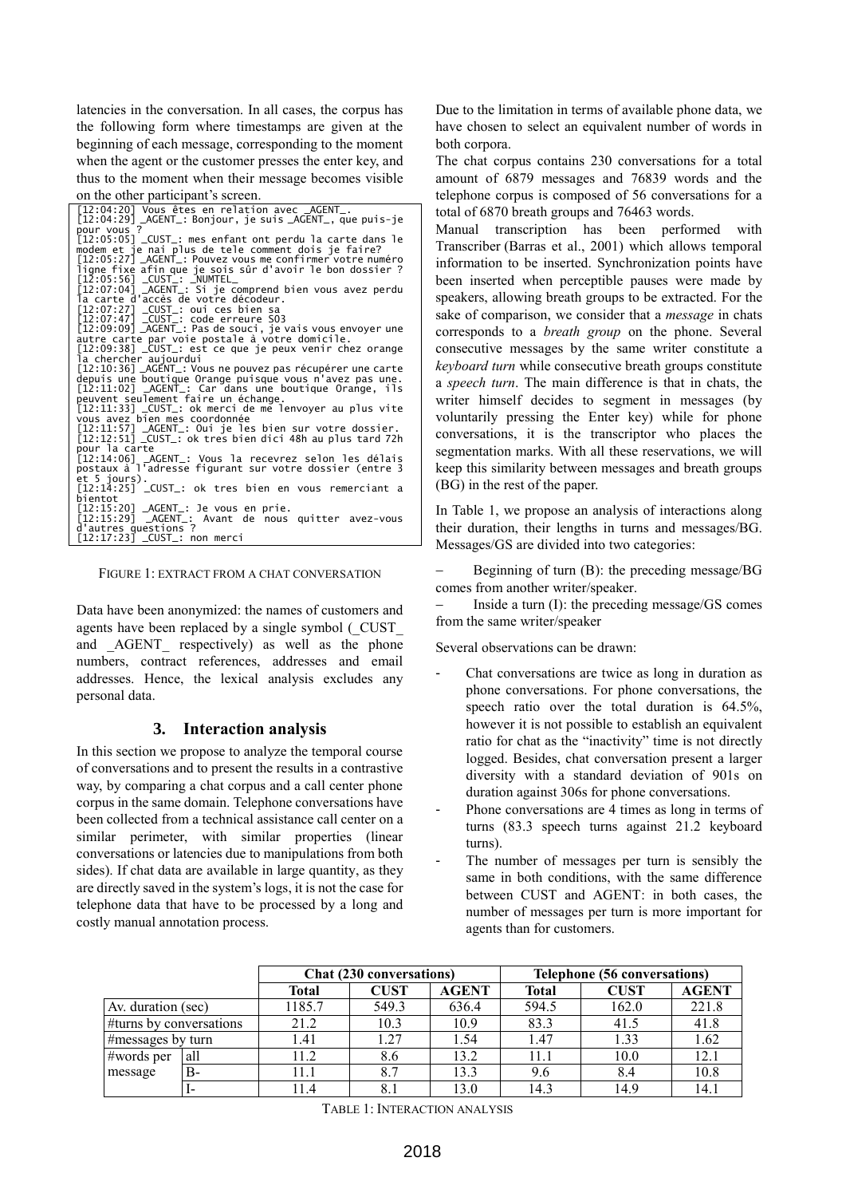latencies in the conversation. In all cases, the corpus has the following form where timestamps are given at the beginning of each message, corresponding to the moment when the agent or the customer presses the enter key, and thus to the moment when their message becomes visible on the other participant's screen.

```
[12:04:20] Vous êtes en relation avec _AGENT_.
[12:04:29] _AGENT_: Bonjour, je suis _AGENT_, que puis-je pour vous ?
[12:05:05] _CUST_: mes enfant ont perdu la carte dans le modem et je nai plus de tele comment dois je faire?
[12:05:27] _AGENT_: Pouvez vous me confirmer votre numéro ligne fixe afin que je sois sûr d'avoir le bon dossier ?
[12:05:56] _CUST_: _NUMTEL_
[12:07:04] _AGENT_: Si je comprend bien vous avez perdu la carte d'accès de votre décodeur.
[12:07:27] _CUST_: oui ces bien sa
[12:07:47] _CUST_: code erreure S03
[12:09:09] _AGENT_: Pas de souci, je vais vous envoyer une autre carte par voie postale à votre domicile.
[12:09:38] _CUST_: est ce que je peux venir chez orange la chercher aujourdui
[12:10:36] _AGENT_: Vous ne pouvez pas récupérer une carte depuis une boutique Orange puisque vous n'avez pas une.
[12:11:02] _AGENT_: Car dans une boutique Orange, ils peuvent seulement faire un échange.
[12:11:33] _CUST_: ok merci de me lenvoyer au plus vite vous avez bien mes coordonnée
[12:11:57] _AGENT_: Oui je les bien sur votre dossier.
[12:12:51] _CUST_: ok tres bien dici 48h au plus tard 72h pour la carte
[12:14:06] _AGENT_: Vous la recevrez selon les délais postaux à l'adresse figurant sur votre dossier (entre 3 et 5 jours).
[12:14:25] _CUST_: ok tres bien en vous remerciant a bientot
[12:15:20] _AGENT_: Je vous en prie.
[12:15:29] _AGENT_: Avant de nous quitter avez-vous d'autres questions ?
[12:17:23] _CUST_: non merci
```

FIGURE 1: EXTRACT FROM A CHAT CONVERSATION

Data have been anonymized: the names of customers and agents have been replaced by a single symbol (_CUST_ and _AGENT_ respectively) as well as the phone numbers, contract references, addresses and email addresses. Hence, the lexical analysis excludes any personal data.

## 3. Interaction analysis

In this section we propose to analyze the temporal course of conversations and to present the results in a contrastive way, by comparing a chat corpus and a call center phone corpus in the same domain. Telephone conversations have been collected from a technical assistance call center on a similar perimeter, with similar properties (linear conversations or latencies due to manipulations from both sides). If chat data are available in large quantity, as they are directly saved in the system's logs, it is not the case for telephone data that have to be processed by a long and costly manual annotation process.

Due to the limitation in terms of available phone data, we have chosen to select an equivalent number of words in both corpora.

The chat corpus contains 230 conversations for a total amount of 6879 messages and 76839 words and the telephone corpus is composed of 56 conversations for a total of 6870 breath groups and 76463 words.

Manual transcription has been performed with Transcriber (Barras et al., 2001) which allows temporal information to be inserted. Synchronization points have been inserted when perceptible pauses were made by speakers, allowing breath groups to be extracted. For the sake of comparison, we consider that a *message* in chats corresponds to a *breath group* on the phone. Several consecutive messages by the same writer constitute a *keyboard turn* while consecutive breath groups constitute a *speech turn*. The main difference is that in chats, the writer himself decides to segment in messages (by voluntarily pressing the Enter key) while for phone conversations, it is the transcriptor who places the segmentation marks. With all these reservations, we will keep this similarity between messages and breath groups (BG) in the rest of the paper.

In Table 1, we propose an analysis of interactions along their duration, their lengths in turns and messages/BG. Messages/GS are divided into two categories:

– Beginning of turn (B): the preceding message/BG comes from another writer/speaker.

– Inside a turn (I): the preceding message/GS comes from the same writer/speaker

Several observations can be drawn:

- Chat conversations are twice as long in duration as phone conversations. For phone conversations, the speech ratio over the total duration is 64.5%, however it is not possible to establish an equivalent ratio for chat as the "inactivity" time is not directly logged. Besides, chat conversation present a larger diversity with a standard deviation of 901s on duration against 306s for phone conversations.
- Phone conversations are 4 times as long in terms of turns (83.3 speech turns against 21.2 keyboard turns).
- The number of messages per turn is sensibly the same in both conditions, with the same difference between CUST and AGENT: in both cases, the number of messages per turn is more important for agents than for customers.

| | | Chat (230 conversations) | | | Telephone (56 conversations) | | |
|---|---|---|---|---|---|---|---|
| | | Total | CUST | AGENT | Total | CUST | AGENT |
| Av. duration (sec) | | 1185.7 | 549.3 | 636.4 | 594.5 | 162.0 | 221.8 |
| #turns by conversations | | 21.2 | 10.3 | 10.9 | 83.3 | 41.5 | 41.8 |
| #messages by turn | | 1.41 | 1.27 | 1.54 | 1.47 | 1.33 | 1.62 |
| #words per message | all | 11.2 | 8.6 | 13.2 | 11.1 | 10.0 | 12.1 |
| | B- | 11.1 | 8.7 | 13.3 | 9.6 | 8.4 | 10.8 |
| | I- | 11.4 | 8.1 | 13.0 | 14.3 | 14.9 | 14.1 |

TABLE 1: INTERACTION ANALYSIS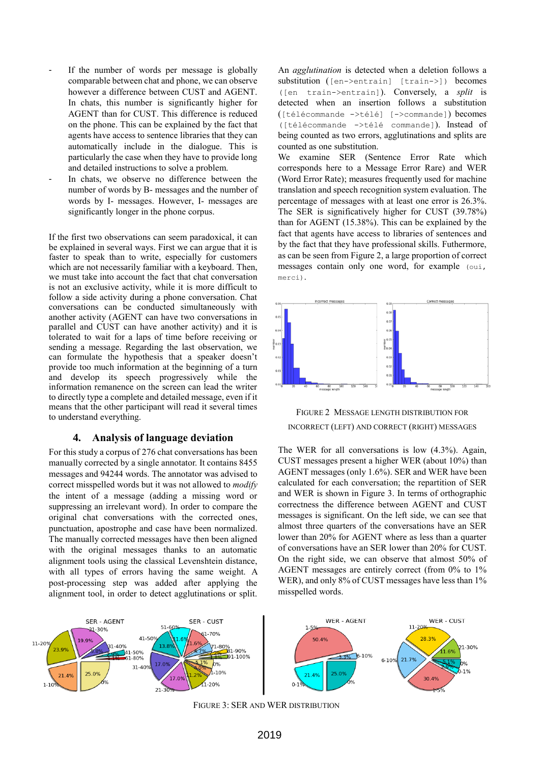- If the number of words per message is globally comparable between chat and phone, we can observe however a difference between CUST and AGENT. In chats, this number is significantly higher for AGENT than for CUST. This difference is reduced on the phone. This can be explained by the fact that agents have access to sentence libraries that they can automatically include in the dialogue. This is particularly the case when they have to provide long and detailed instructions to solve a problem.
- In chats, we observe no difference between the number of words by B- messages and the number of words by I- messages. However, I- messages are significantly longer in the phone corpus.

If the first two observations can seem paradoxical, it can be explained in several ways. First we can argue that it is faster to speak than to write, especially for customers which are not necessarily familiar with a keyboard. Then, we must take into account the fact that chat conversation is not an exclusive activity, while it is more difficult to follow a side activity during a phone conversation. Chat conversations can be conducted simultaneously with another activity (AGENT can have two conversations in parallel and CUST can have another activity) and it is tolerated to wait for a laps of time before receiving or sending a message. Regarding the last observation, we can formulate the hypothesis that a speaker doesn't provide too much information at the beginning of a turn and develop its speech progressively while the information remanence on the screen can lead the writer to directly type a complete and detailed message, even if it means that the other participant will read it several times to understand everything.

## 4. Analysis of language deviation

For this study a corpus of 276 chat conversations has been manually corrected by a single annotator. It contains 8455 messages and 94244 words. The annotator was advised to correct misspelled words but it was not allowed to *modify* the intent of a message (adding a missing word or suppressing an irrelevant word). In order to compare the original chat conversations with the corrected ones, punctuation, apostrophe and case have been normalized. The manually corrected messages have then been aligned with the original messages thanks to an automatic alignment tools using the classical Levenshtein distance, with all types of errors having the same weight. A post-processing step was added after applying the alignment tool, in order to detect agglutinations or split.

An *agglutination* is detected when a deletion follows a substitution (`[en->entrain] [train->]`) becomes (`[en train->entrain]`). Conversely, a *split* is detected when an insertion follows a substitution (`[télécommande ->télé] [->commande]`) becomes (`[télécommande ->télé commande]`). Instead of being counted as two errors, agglutinations and splits are counted as one substitution.

We examine SER (Sentence Error Rate which corresponds here to a Message Error Rare) and WER (Word Error Rate); measures frequently used for machine translation and speech recognition system evaluation. The percentage of messages with at least one error is 26.3%. The SER is significatively higher for CUST (39.78%) than for AGENT (15.38%). This can be explained by the fact that agents have access to libraries of sentences and by the fact that they have professional skills. Futhermore, as can be seen from Figure 2, a large proportion of correct messages contain only one word, for example (`oui`, `merci`).

FIGURE 2 MESSAGE LENGTH DISTRIBUTION FOR INCORRECT (LEFT) AND CORRECT (RIGHT) MESSAGES

The WER for all conversations is low (4.3%). Again, CUST messages present a higher WER (about 10%) than AGENT messages (only 1.6%). SER and WER have been calculated for each conversation; the repartition of SER and WER is shown in Figure 3. In terms of orthographic correctness the difference between AGENT and CUST messages is significant. On the left side, we can see that almost three quarters of the conversations have an SER lower than 20% for AGENT where as less than a quarter of conversations have an SER lower than 20% for CUST. On the right side, we can observe that almost 50% of AGENT messages are entirely correct (from 0% to 1% WER), and only 8% of CUST messages have less than 1% misspelled words.

FIGURE 3: SER AND WER DISTRIBUTION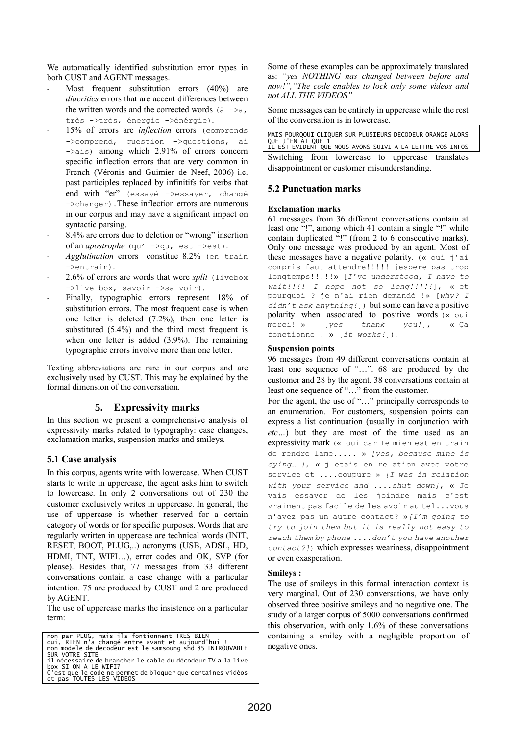We automatically identified substitution error types in both CUST and AGENT messages.

- Most frequent substitution errors (40%) are *diacritics* errors that are accent differences between the written words and the corrected words (à ->a, très ->trés, énergie ->énérgie).
- 15% of errors are *inflection* errors (comprends ->comprend, question ->questions, ai ->ais) among which 2.91% of errors concern specific inflection errors that are very common in French (Véronis and Guimier de Neef, 2006) i.e. past participles replaced by infinitifs for verbs that end with "er" (essayé ->essayer, changé ->changer).These inflection errors are numerous in our corpus and may have a significant impact on syntactic parsing.
- 8.4% are errors due to deletion or "wrong" insertion of an *apostrophe* (qu' ->qu, est ->est).
- *Agglutination* errors constitue 8.2% (en train ->entrain).
- 2.6% of errors are words that were *split* (livebox ->live box, savoir ->sa voir).
- Finally, typographic errors represent 18% of substitution errors. The most frequent case is when one letter is deleted (7.2%), then one letter is substituted (5.4%) and the third most frequent is when one letter is added (3.9%). The remaining typographic errors involve more than one letter.

Texting abbreviations are rare in our corpus and are exclusively used by CUST. This may be explained by the formal dimension of the conversation.

## 5. Expressivity marks

In this section we present a comprehensive analysis of expressivity marks related to typography: case changes, exclamation marks, suspension marks and smileys.

### 5.1 Case analysis

In this corpus, agents write with lowercase. When CUST starts to write in uppercase, the agent asks him to switch to lowercase. In only 2 conversations out of 230 the customer exclusively writes in uppercase. In general, the use of uppercase is whether reserved for a certain category of words or for specific purposes. Words that are regularly written in uppercase are technical words (INIT, RESET, BOOT, PLUG,..) acronyms (USB, ADSL, HD, HDMI, TNT, WIFI…), error codes and OK, SVP (for please). Besides that, 77 messages from 33 different conversations contain a case change with a particular intention. 75 are produced by CUST and 2 are produced by AGENT.

The use of uppercase marks the insistence on a particular term:

```
non par PLUG, mais ils fontionnent TRES BIEN
oui, RIEN n'a changé entre avant et aujourd'hui !
mon modele de decodeur est le samsoung shd 85 INTROUVABLE SUR VOTRE SITE
il nécessaire de brancher le cable du décodeur TV a la live box SI ON A LE WIFI?
C'est que le code ne permet de bloquer que certaines vidéos et pas TOUTES LES VIDEOS
```

Some of these examples can be approximately translated as: *"yes NOTHING has changed between before and now!","The code enables to lock only some videos and not ALL THE VIDEOS"*

Some messages can be entirely in uppercase while the rest of the conversation is in lowercase.

```
MAIS POURQOUI CLIQUER SUR PLUSIEURS DECODEUR ORANGE ALORS QUE J'EN AI QUE 1
IL EST EVIDENT QUE NOUS AVONS SUIVI A LA LETTRE VOS INFOS
```

Switching from lowercase to uppercase translates disappointment or customer misunderstanding.

### 5.2 Punctuation marks

**Exclamation marks**

61 messages from 36 different conversations contain at least one "!", among which 41 contain a single "!" while contain duplicated "!" (from 2 to 6 consecutive marks). Only one message was produced by an agent. Most of these messages have a negative polarity. (« oui j'ai compris faut attendre!!!!! jespere pas trop longtemps!!!!!» [*I've understood, I have to wait!!!! I hope not so long!!!!!*], « et pourquoi ? je n'ai rien demandé !» [*why? I didn't ask anything!*]) but some can have a positive polarity when associated to positive words (« oui merci! » [*yes thank you!*], « Ça fonctionne ! » [*it works!*]).

**Suspension points**

96 messages from 49 different conversations contain at least one sequence of "…". 68 are produced by the customer and 28 by the agent. 38 conversations contain at least one sequence of "…" from the customer.

For the agent, the use of "…" principally corresponds to an enumeration. For customers, suspension points can express a list continuation (usually in conjunction with *etc…*) but they are most of the time used as an expressivity mark (« oui car le mien est en train de rendre lame..... » *[yes, because mine is dying… ]*, « j etais en relation avec votre service et ....coupure » *[I was in relation with your service and ....shut down]*, « Je vais essayer de les joindre mais c'est vraiment pas facile de les avoir au tel...vous n'avez pas un autre contact? »*[I'm going to try to join them but it is really not easy to reach them by phone ....don't you have another contact?]*) which expresses weariness, disappointment or even exasperation.

**Smileys :**

The use of smileys in this formal interaction context is very marginal. Out of 230 conversations, we have only observed three positive smileys and no negative one. The study of a larger corpus of 5000 conversations confirmed this observation, with only 1.6% of these conversations containing a smiley with a negligible proportion of negative ones.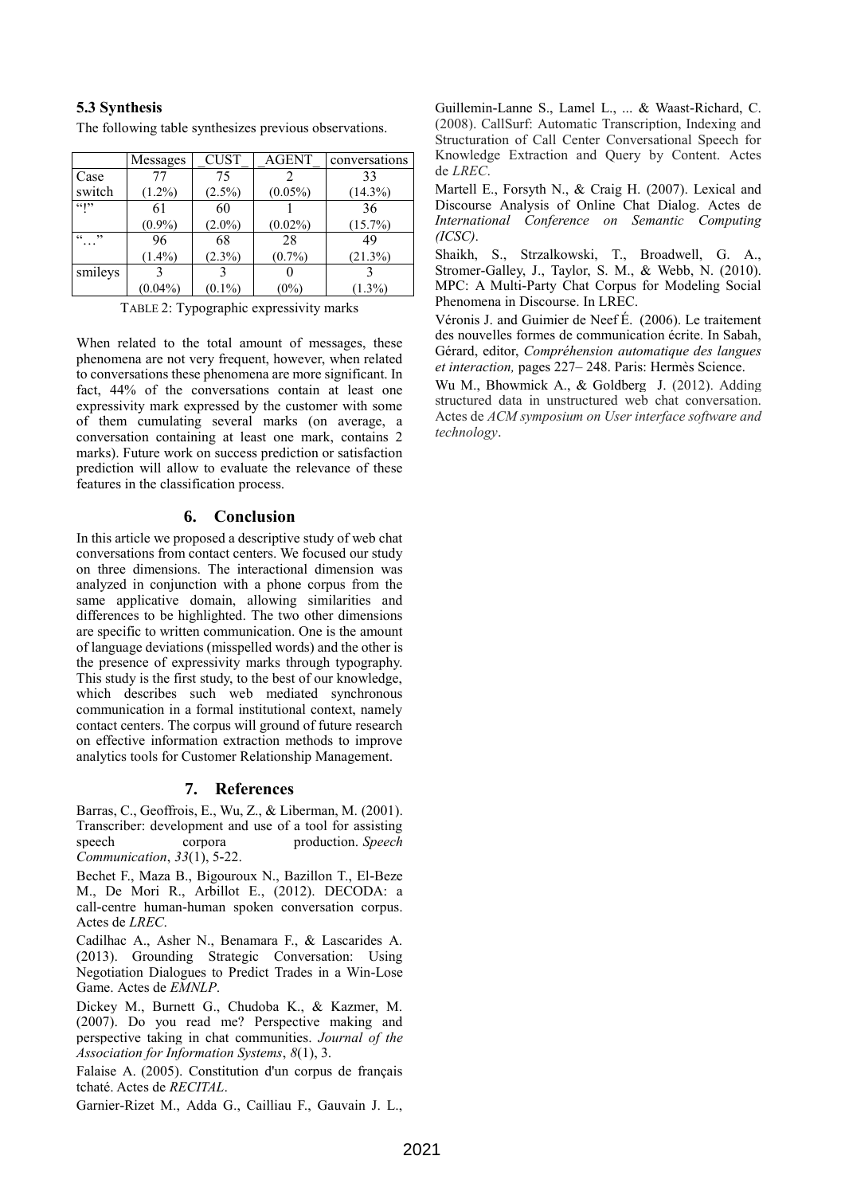### 5.3 Synthesis

The following table synthesizes previous observations.

| | Messages | _CUST_ | _AGENT_ | conversations |
|---|---|---|---|---|
| Case switch | 77 (1.2%) | 75 (2.5%) | 2 (0.05%) | 33 (14.3%) |
| "!" | 61 (0.9%) | 60 (2.0%) | 1 (0.02%) | 36 (15.7%) |
| "…" | 96 (1.4%) | 68 (2.3%) | 28 (0.7%) | 49 (21.3%) |
| smileys | 3 (0.04%) | 3 (0.1%) | 0 (0%) | 3 (1.3%) |

TABLE 2: Typographic expressivity marks

When related to the total amount of messages, these phenomena are not very frequent, however, when related to conversations these phenomena are more significant. In fact, 44% of the conversations contain at least one expressivity mark expressed by the customer with some of them cumulating several marks (on average, a conversation containing at least one mark, contains 2 marks). Future work on success prediction or satisfaction prediction will allow to evaluate the relevance of these features in the classification process.

## 6. Conclusion

In this article we proposed a descriptive study of web chat conversations from contact centers. We focused our study on three dimensions. The interactional dimension was analyzed in conjunction with a phone corpus from the same applicative domain, allowing similarities and differences to be highlighted. The two other dimensions are specific to written communication. One is the amount of language deviations (misspelled words) and the other is the presence of expressivity marks through typography. This study is the first study, to the best of our knowledge, which describes such web mediated synchronous communication in a formal institutional context, namely contact centers. The corpus will ground of future research on effective information extraction methods to improve analytics tools for Customer Relationship Management.

## 7. References

Barras, C., Geoffrois, E., Wu, Z., & Liberman, M. (2001). Transcriber: development and use of a tool for assisting speech corpora production. *Speech Communication*, *33*(1), 5-22.

Bechet F., Maza B., Bigouroux N., Bazillon T., El-Beze M., De Mori R., Arbillot E., (2012). DECODA: a call-centre human-human spoken conversation corpus. Actes de *LREC*.

Cadilhac A., Asher N., Benamara F., & Lascarides A. (2013). Grounding Strategic Conversation: Using Negotiation Dialogues to Predict Trades in a Win-Lose Game. Actes de *EMNLP*.

Dickey M., Burnett G., Chudoba K., & Kazmer, M. (2007). Do you read me? Perspective making and perspective taking in chat communities. *Journal of the Association for Information Systems*, *8*(1), 3.

Falaise A. (2005). Constitution d'un corpus de français tchaté. Actes de *RECITAL*.

Garnier-Rizet M., Adda G., Cailliau F., Gauvain J. L., Guillemin-Lanne S., Lamel L., ... & Waast-Richard, C. (2008). CallSurf: Automatic Transcription, Indexing and Structuration of Call Center Conversational Speech for Knowledge Extraction and Query by Content. Actes de *LREC*.

Martell E., Forsyth N., & Craig H. (2007). Lexical and Discourse Analysis of Online Chat Dialog. Actes de *International Conference on Semantic Computing (ICSC)*.

Shaikh, S., Strzalkowski, T., Broadwell, G. A., Stromer-Galley, J., Taylor, S. M., & Webb, N. (2010). MPC: A Multi-Party Chat Corpus for Modeling Social Phenomena in Discourse. In LREC.

Véronis J. and Guimier de Neef É. (2006). Le traitement des nouvelles formes de communication écrite. In Sabah, Gérard, editor, *Compréhension automatique des langues et interaction,* pages 227– 248. Paris: Hermès Science.

Wu M., Bhowmick A., & Goldberg J. (2012). Adding structured data in unstructured web chat conversation. Actes de *ACM symposium on User interface software and technology*.